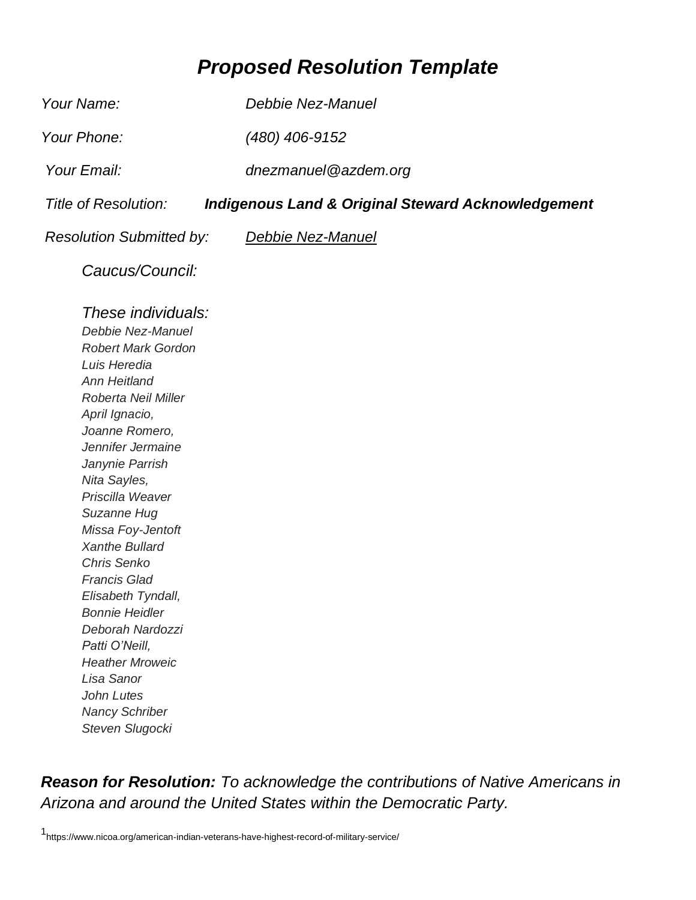# *Proposed Resolution Template*

*Your Name:* *Debbie Nez-Manuel*

*Your Phone:* *(480) 406-9152*

*Your Email:* *dnezmanuel@azdem.org*

*Title of Resolution:* ***Indigenous Land & Original Steward Acknowledgement***

*Resolution Submitted by:* *Debbie Nez-Manuel*

*Caucus/Council:*

*These individuals:*

*Debbie Nez-Manuel*
*Robert Mark Gordon*
*Luis Heredia*
*Ann Heitland*
*Roberta Neil Miller*
*April Ignacio,*
*Joanne Romero,*
*Jennifer Jermaine*
*Janynie Parrish*
*Nita Sayles,*
*Priscilla Weaver*
*Suzanne Hug*
*Missa Foy-Jentoft*
*Xanthe Bullard*
*Chris Senko*
*Francis Glad*
*Elisabeth Tyndall,*
*Bonnie Heidler*
*Deborah Nardozzi*
*Patti O'Neill,*
*Heather Mroweic*
*Lisa Sanor*
*John Lutes*
*Nancy Schriber*
*Steven Slugocki*

***Reason for Resolution:*** *To acknowledge the contributions of Native Americans in Arizona and around the United States within the Democratic Party.*

[1] https://www.nicoa.org/american-indian-veterans-have-highest-record-of-military-service/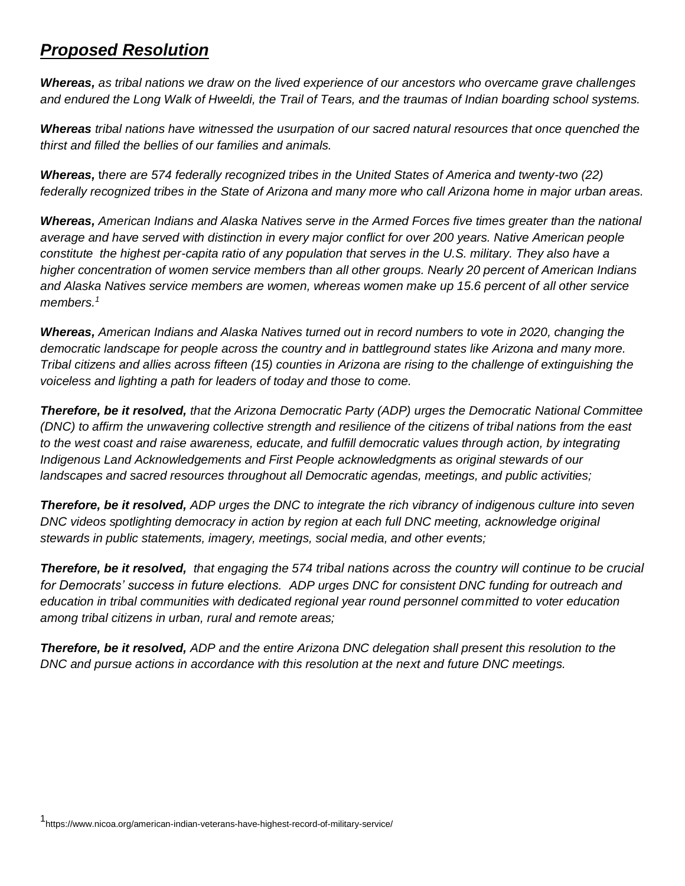## ***Proposed Resolution***

***Whereas,*** *as tribal nations we draw on the lived experience of our ancestors who overcame grave challenges and endured the Long Walk of Hweeldi, the Trail of Tears, and the traumas of Indian boarding school systems.*

***Whereas*** *tribal nations have witnessed the usurpation of our sacred natural resources that once quenched the thirst and filled the bellies of our families and animals.*

***Whereas,*** *there are 574 federally recognized tribes in the United States of America and twenty-two (22) federally recognized tribes in the State of Arizona and many more who call Arizona home in major urban areas.*

***Whereas,*** *American Indians and Alaska Natives serve in the Armed Forces five times greater than the national average and have served with distinction in every major conflict for over 200 years. Native American people constitute the highest per-capita ratio of any population that serves in the U.S. military. They also have a higher concentration of women service members than all other groups. Nearly 20 percent of American Indians and Alaska Natives service members are women, whereas women make up 15.6 percent of all other service members.*[1]

***Whereas,*** *American Indians and Alaska Natives turned out in record numbers to vote in 2020, changing the democratic landscape for people across the country and in battleground states like Arizona and many more. Tribal citizens and allies across fifteen (15) counties in Arizona are rising to the challenge of extinguishing the voiceless and lighting a path for leaders of today and those to come.*

***Therefore, be it resolved,*** *that the Arizona Democratic Party (ADP) urges the Democratic National Committee (DNC) to affirm the unwavering collective strength and resilience of the citizens of tribal nations from the east to the west coast and raise awareness, educate, and fulfill democratic values through action, by integrating Indigenous Land Acknowledgements and First People acknowledgments as original stewards of our landscapes and sacred resources throughout all Democratic agendas, meetings, and public activities;*

***Therefore, be it resolved,*** *ADP urges the DNC to integrate the rich vibrancy of indigenous culture into seven DNC videos spotlighting democracy in action by region at each full DNC meeting, acknowledge original stewards in public statements, imagery, meetings, social media, and other events;*

***Therefore, be it resolved,*** *that engaging the 574 tribal nations across the country will continue to be crucial for Democrats' success in future elections. ADP urges DNC for consistent DNC funding for outreach and education in tribal communities with dedicated regional year round personnel committed to voter education among tribal citizens in urban, rural and remote areas;*

***Therefore, be it resolved,*** *ADP and the entire Arizona DNC delegation shall present this resolution to the DNC and pursue actions in accordance with this resolution at the next and future DNC meetings.*

[1] https://www.nicoa.org/american-indian-veterans-have-highest-record-of-military-service/